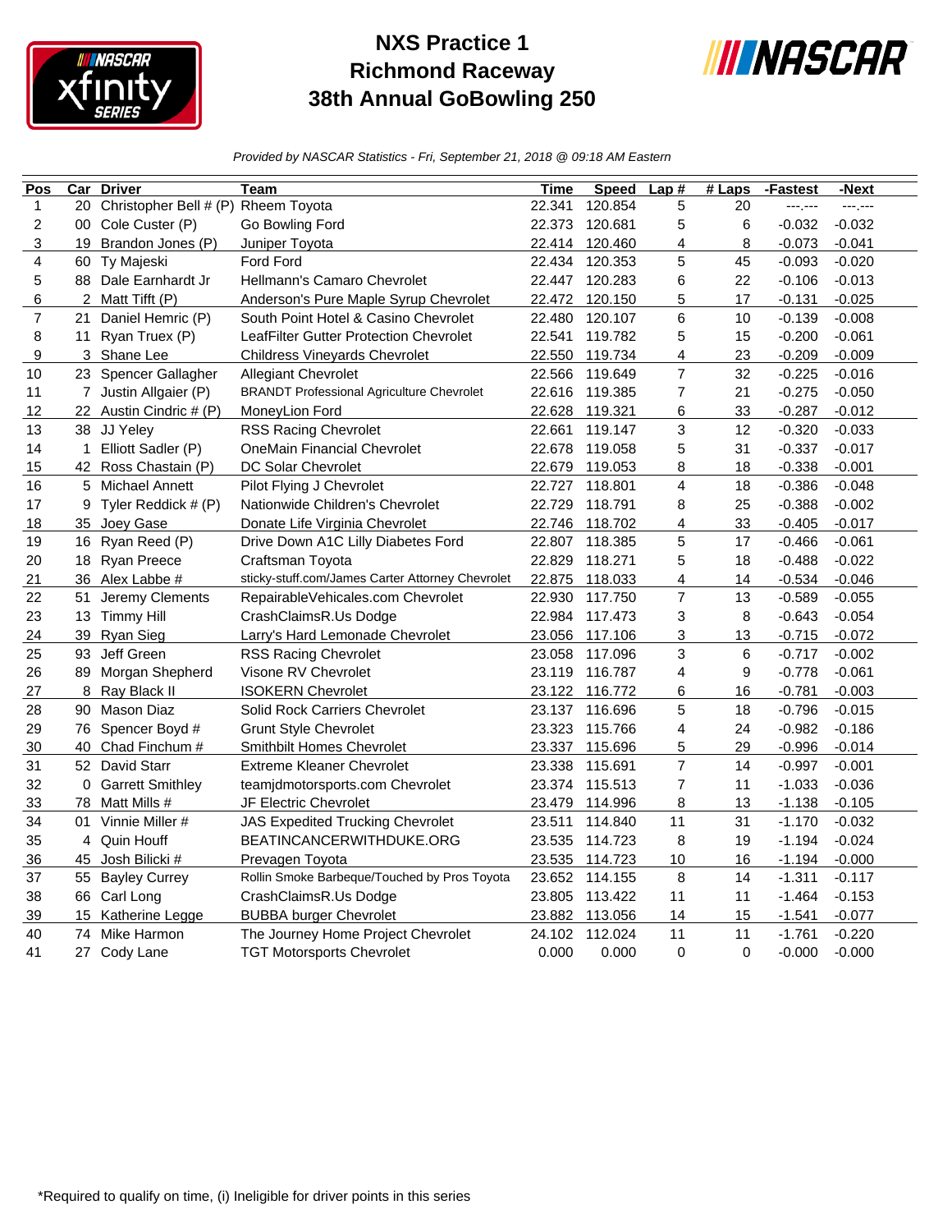# NXS Practice 1
## Richmond Raceway
## 38th Annual GoBowling 250

*Provided by NASCAR Statistics - Fri, September 21, 2018 @ 09:18 AM Eastern*

| Pos | Car | Driver | Team | Time | Speed | Lap # | # Laps | -Fastest | -Next |
|---|---|---|---|---|---|---|---|---|---|
| 1 | 20 | Christopher Bell # (P) | Rheem Toyota | 22.341 | 120.854 | 5 | 20 | ---.--- | ---.--- |
| 2 | 00 | Cole Custer (P) | Go Bowling Ford | 22.373 | 120.681 | 5 | 6 | -0.032 | -0.032 |
| 3 | 19 | Brandon Jones (P) | Juniper Toyota | 22.414 | 120.460 | 4 | 8 | -0.073 | -0.041 |
| 4 | 60 | Ty Majeski | Ford Ford | 22.434 | 120.353 | 5 | 45 | -0.093 | -0.020 |
| 5 | 88 | Dale Earnhardt Jr | Hellmann's Camaro Chevrolet | 22.447 | 120.283 | 6 | 22 | -0.106 | -0.013 |
| 6 | 2 | Matt Tifft (P) | Anderson's Pure Maple Syrup Chevrolet | 22.472 | 120.150 | 5 | 17 | -0.131 | -0.025 |
| 7 | 21 | Daniel Hemric (P) | South Point Hotel & Casino Chevrolet | 22.480 | 120.107 | 6 | 10 | -0.139 | -0.008 |
| 8 | 11 | Ryan Truex (P) | LeafFilter Gutter Protection Chevrolet | 22.541 | 119.782 | 5 | 15 | -0.200 | -0.061 |
| 9 | 3 | Shane Lee | Childress Vineyards Chevrolet | 22.550 | 119.734 | 4 | 23 | -0.209 | -0.009 |
| 10 | 23 | Spencer Gallagher | Allegiant Chevrolet | 22.566 | 119.649 | 7 | 32 | -0.225 | -0.016 |
| 11 | 7 | Justin Allgaier (P) | BRANDT Professional Agriculture Chevrolet | 22.616 | 119.385 | 7 | 21 | -0.275 | -0.050 |
| 12 | 22 | Austin Cindric # (P) | MoneyLion Ford | 22.628 | 119.321 | 6 | 33 | -0.287 | -0.012 |
| 13 | 38 | JJ Yeley | RSS Racing Chevrolet | 22.661 | 119.147 | 3 | 12 | -0.320 | -0.033 |
| 14 | 1 | Elliott Sadler (P) | OneMain Financial Chevrolet | 22.678 | 119.058 | 5 | 31 | -0.337 | -0.017 |
| 15 | 42 | Ross Chastain (P) | DC Solar Chevrolet | 22.679 | 119.053 | 8 | 18 | -0.338 | -0.001 |
| 16 | 5 | Michael Annett | Pilot Flying J Chevrolet | 22.727 | 118.801 | 4 | 18 | -0.386 | -0.048 |
| 17 | 9 | Tyler Reddick # (P) | Nationwide Children's Chevrolet | 22.729 | 118.791 | 8 | 25 | -0.388 | -0.002 |
| 18 | 35 | Joey Gase | Donate Life Virginia Chevrolet | 22.746 | 118.702 | 4 | 33 | -0.405 | -0.017 |
| 19 | 16 | Ryan Reed (P) | Drive Down A1C Lilly Diabetes Ford | 22.807 | 118.385 | 5 | 17 | -0.466 | -0.061 |
| 20 | 18 | Ryan Preece | Craftsman Toyota | 22.829 | 118.271 | 5 | 18 | -0.488 | -0.022 |
| 21 | 36 | Alex Labbe # | sticky-stuff.com/James Carter Attorney Chevrolet | 22.875 | 118.033 | 4 | 14 | -0.534 | -0.046 |
| 22 | 51 | Jeremy Clements | RepairableVehicales.com Chevrolet | 22.930 | 117.750 | 7 | 13 | -0.589 | -0.055 |
| 23 | 13 | Timmy Hill | CrashClaimsR.Us Dodge | 22.984 | 117.473 | 3 | 8 | -0.643 | -0.054 |
| 24 | 39 | Ryan Sieg | Larry's Hard Lemonade Chevrolet | 23.056 | 117.106 | 3 | 13 | -0.715 | -0.072 |
| 25 | 93 | Jeff Green | RSS Racing Chevrolet | 23.058 | 117.096 | 3 | 6 | -0.717 | -0.002 |
| 26 | 89 | Morgan Shepherd | Visone RV Chevrolet | 23.119 | 116.787 | 4 | 9 | -0.778 | -0.061 |
| 27 | 8 | Ray Black II | ISOKERN Chevrolet | 23.122 | 116.772 | 6 | 16 | -0.781 | -0.003 |
| 28 | 90 | Mason Diaz | Solid Rock Carriers Chevrolet | 23.137 | 116.696 | 5 | 18 | -0.796 | -0.015 |
| 29 | 76 | Spencer Boyd # | Grunt Style Chevrolet | 23.323 | 115.766 | 4 | 24 | -0.982 | -0.186 |
| 30 | 40 | Chad Finchum # | Smithbilt Homes Chevrolet | 23.337 | 115.696 | 5 | 29 | -0.996 | -0.014 |
| 31 | 52 | David Starr | Extreme Kleaner Chevrolet | 23.338 | 115.691 | 7 | 14 | -0.997 | -0.001 |
| 32 | 0 | Garrett Smithley | teamjdmotorsports.com Chevrolet | 23.374 | 115.513 | 7 | 11 | -1.033 | -0.036 |
| 33 | 78 | Matt Mills # | JF Electric Chevrolet | 23.479 | 114.996 | 8 | 13 | -1.138 | -0.105 |
| 34 | 01 | Vinnie Miller # | JAS Expedited Trucking Chevrolet | 23.511 | 114.840 | 11 | 31 | -1.170 | -0.032 |
| 35 | 4 | Quin Houff | BEATINCANCERWITHDUKE.ORG | 23.535 | 114.723 | 8 | 19 | -1.194 | -0.024 |
| 36 | 45 | Josh Bilicki # | Prevagen Toyota | 23.535 | 114.723 | 10 | 16 | -1.194 | -0.000 |
| 37 | 55 | Bayley Currey | Rollin Smoke Barbeque/Touched by Pros Toyota | 23.652 | 114.155 | 8 | 14 | -1.311 | -0.117 |
| 38 | 66 | Carl Long | CrashClaimsR.Us Dodge | 23.805 | 113.422 | 11 | 11 | -1.464 | -0.153 |
| 39 | 15 | Katherine Legge | BUBBA burger Chevrolet | 23.882 | 113.056 | 14 | 15 | -1.541 | -0.077 |
| 40 | 74 | Mike Harmon | The Journey Home Project Chevrolet | 24.102 | 112.024 | 11 | 11 | -1.761 | -0.220 |
| 41 | 27 | Cody Lane | TGT Motorsports Chevrolet | 0.000 | 0.000 | 0 | 0 | -0.000 | -0.000 |

*Required to qualify on time, (i) Ineligible for driver points in this series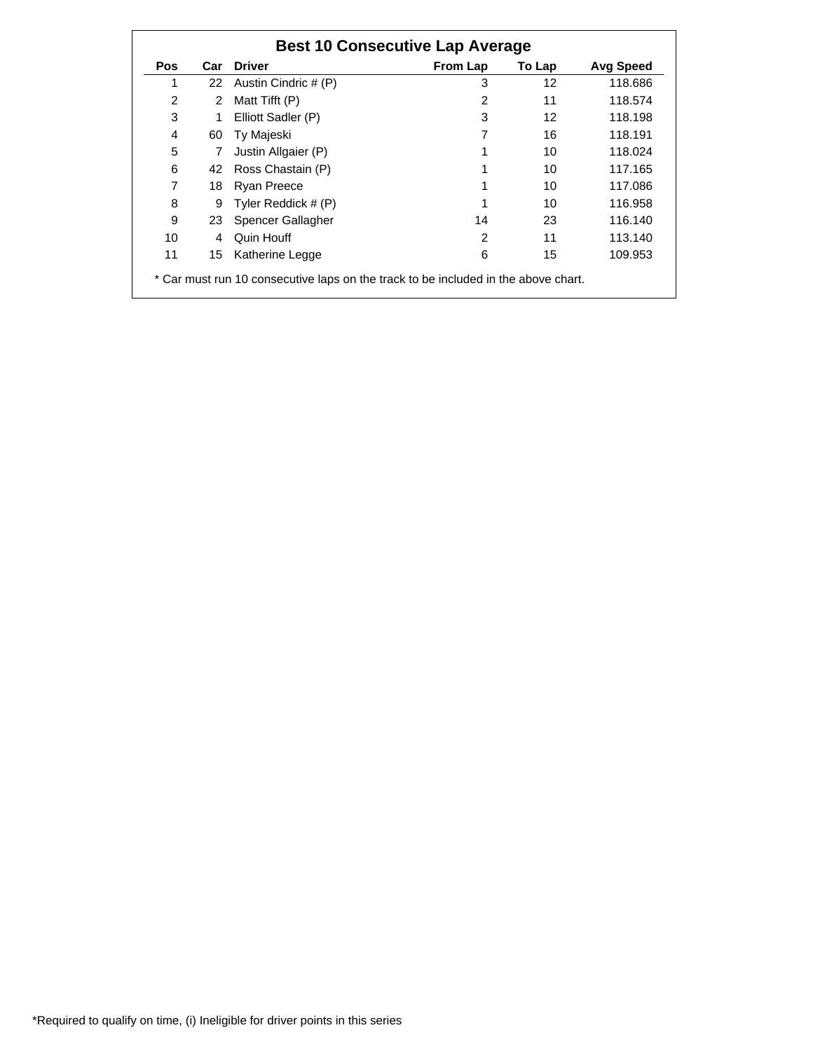## Best 10 Consecutive Lap Average

| Pos | Car | Driver | From Lap | To Lap | Avg Speed |
|---|---|---|---|---|---|
| 1 | 22 | Austin Cindric # (P) | 3 | 12 | 118.686 |
| 2 | 2 | Matt Tifft (P) | 2 | 11 | 118.574 |
| 3 | 1 | Elliott Sadler (P) | 3 | 12 | 118.198 |
| 4 | 60 | Ty Majeski | 7 | 16 | 118.191 |
| 5 | 7 | Justin Allgaier (P) | 1 | 10 | 118.024 |
| 6 | 42 | Ross Chastain (P) | 1 | 10 | 117.165 |
| 7 | 18 | Ryan Preece | 1 | 10 | 117.086 |
| 8 | 9 | Tyler Reddick # (P) | 1 | 10 | 116.958 |
| 9 | 23 | Spencer Gallagher | 14 | 23 | 116.140 |
| 10 | 4 | Quin Houff | 2 | 11 | 113.140 |
| 11 | 15 | Katherine Legge | 6 | 15 | 109.953 |

* Car must run 10 consecutive laps on the track to be included in the above chart.

*Required to qualify on time, (i) Ineligible for driver points in this series